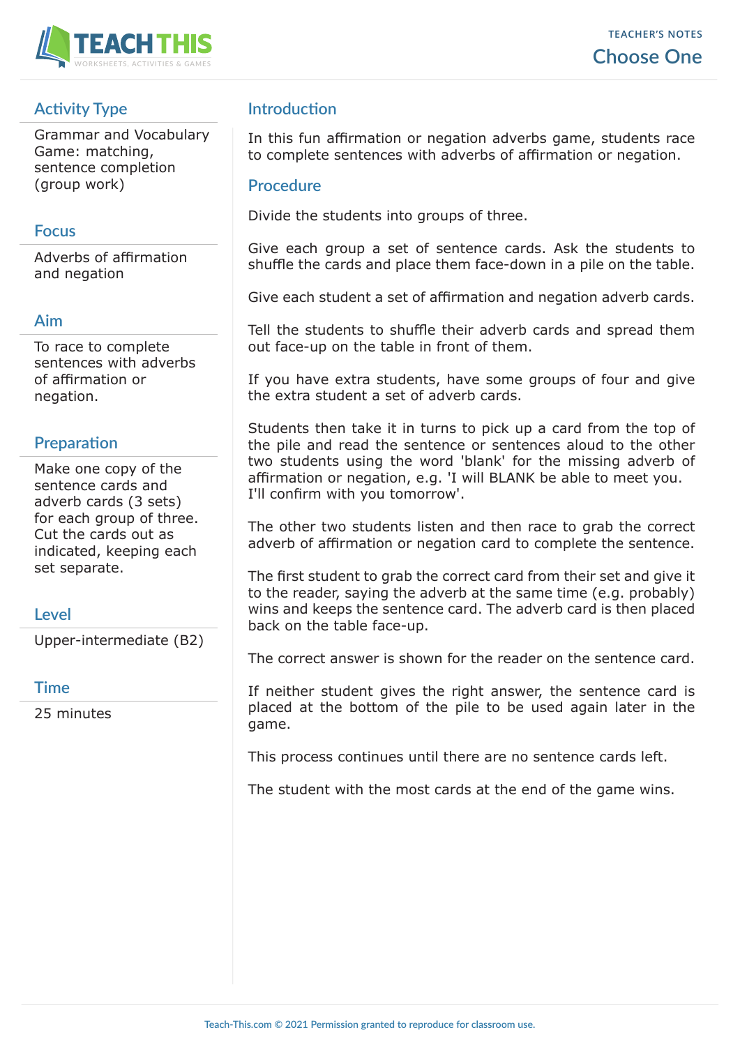TEACHER'S NOTES

# Choose One

## Activity Type

Grammar and Vocabulary Game: matching, sentence completion (group work)

## Focus

Adverbs of affirmation and negation

## Aim

To race to complete sentences with adverbs of affirmation or negation.

## Preparation

Make one copy of the sentence cards and adverb cards (3 sets) for each group of three. Cut the cards out as indicated, keeping each set separate.

## Level

Upper-intermediate (B2)

## Time

25 minutes

## Introduction

In this fun affirmation or negation adverbs game, students race to complete sentences with adverbs of affirmation or negation.

## Procedure

Divide the students into groups of three.

Give each group a set of sentence cards. Ask the students to shuffle the cards and place them face-down in a pile on the table.

Give each student a set of affirmation and negation adverb cards.

Tell the students to shuffle their adverb cards and spread them out face-up on the table in front of them.

If you have extra students, have some groups of four and give the extra student a set of adverb cards.

Students then take it in turns to pick up a card from the top of the pile and read the sentence or sentences aloud to the other two students using the word 'blank' for the missing adverb of affirmation or negation, e.g. 'I will BLANK be able to meet you. I'll confirm with you tomorrow'.

The other two students listen and then race to grab the correct adverb of affirmation or negation card to complete the sentence.

The first student to grab the correct card from their set and give it to the reader, saying the adverb at the same time (e.g. probably) wins and keeps the sentence card. The adverb card is then placed back on the table face-up.

The correct answer is shown for the reader on the sentence card.

If neither student gives the right answer, the sentence card is placed at the bottom of the pile to be used again later in the game.

This process continues until there are no sentence cards left.

The student with the most cards at the end of the game wins.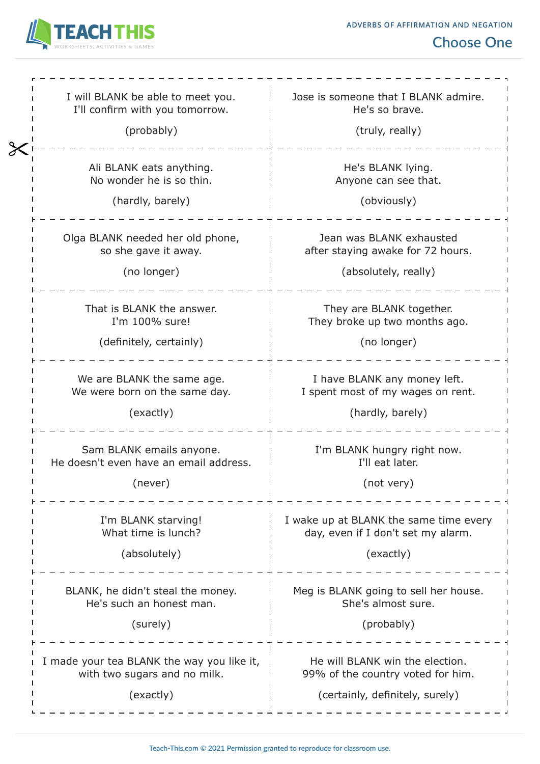## ADVERBS OF AFFIRMATION AND NEGATION

## Choose One

| | |
|---|---|
| I will BLANK be able to meet you. I'll confirm with you tomorrow. (probably) | Jose is someone that I BLANK admire. He's so brave. (truly, really) |
| Ali BLANK eats anything. No wonder he is so thin. (hardly, barely) | He's BLANK lying. Anyone can see that. (obviously) |
| Olga BLANK needed her old phone, so she gave it away. (no longer) | Jean was BLANK exhausted after staying awake for 72 hours. (absolutely, really) |
| That is BLANK the answer. I'm 100% sure! (definitely, certainly) | They are BLANK together. They broke up two months ago. (no longer) |
| We are BLANK the same age. We were born on the same day. (exactly) | I have BLANK any money left. I spent most of my wages on rent. (hardly, barely) |
| Sam BLANK emails anyone. He doesn't even have an email address. (never) | I'm BLANK hungry right now. I'll eat later. (not very) |
| I'm BLANK starving! What time is lunch? (absolutely) | I wake up at BLANK the same time every day, even if I don't set my alarm. (exactly) |
| BLANK, he didn't steal the money. He's such an honest man. (surely) | Meg is BLANK going to sell her house. She's almost sure. (probably) |
| I made your tea BLANK the way you like it, with two sugars and no milk. (exactly) | He will BLANK win the election. 99% of the country voted for him. (certainly, definitely, surely) |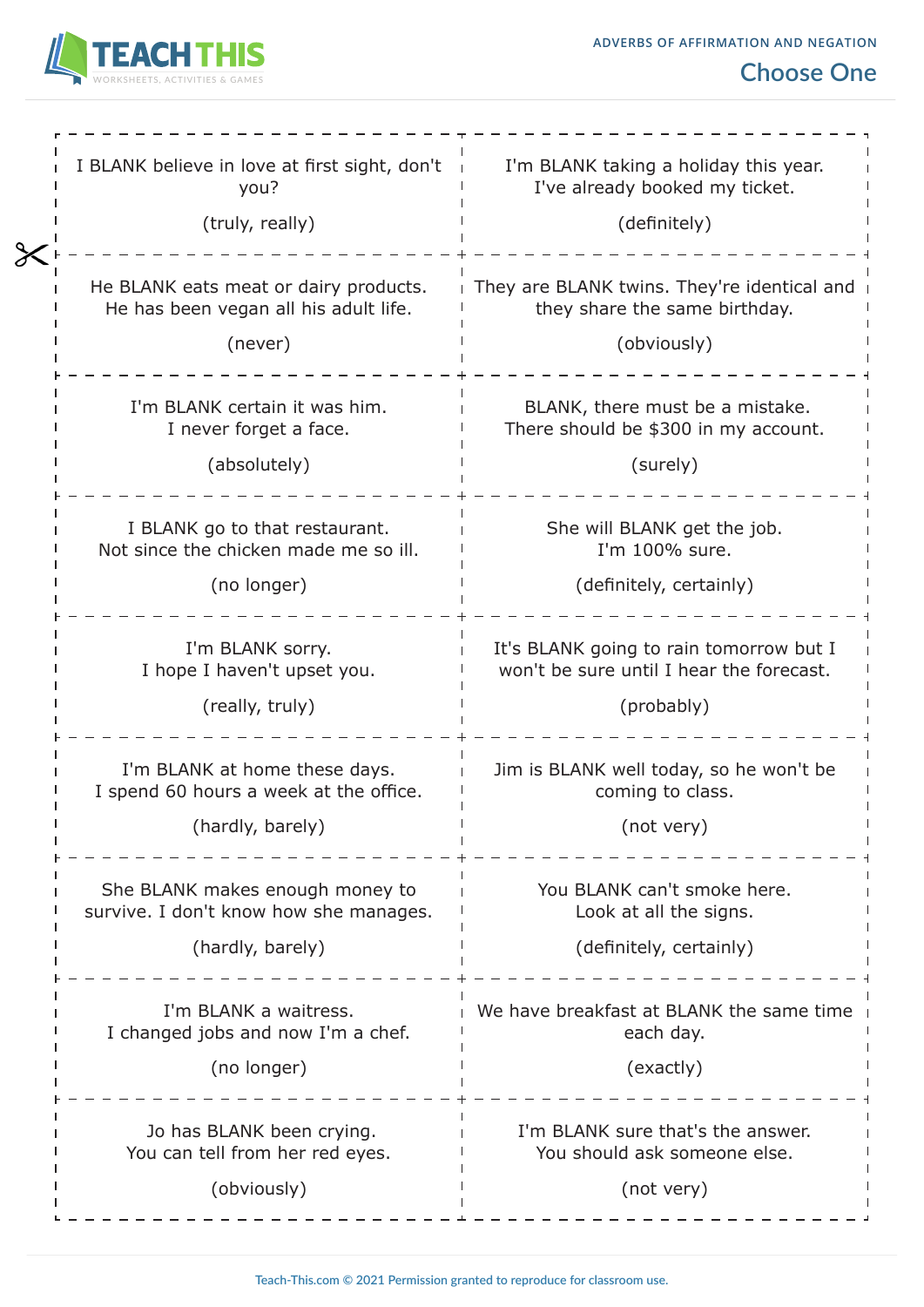ADVERBS OF AFFIRMATION AND NEGATION

## Choose One

| | |
|---|---|
| I BLANK believe in love at first sight, don't you?<br><br>(truly, really) | I'm BLANK taking a holiday this year. I've already booked my ticket.<br><br>(definitely) |
| He BLANK eats meat or dairy products. He has been vegan all his adult life.<br><br>(never) | They are BLANK twins. They're identical and they share the same birthday.<br><br>(obviously) |
| I'm BLANK certain it was him. I never forget a face.<br><br>(absolutely) | BLANK, there must be a mistake. There should be $300 in my account.<br><br>(surely) |
| I BLANK go to that restaurant. Not since the chicken made me so ill.<br><br>(no longer) | She will BLANK get the job. I'm 100% sure.<br><br>(definitely, certainly) |
| I'm BLANK sorry. I hope I haven't upset you.<br><br>(really, truly) | It's BLANK going to rain tomorrow but I won't be sure until I hear the forecast.<br><br>(probably) |
| I'm BLANK at home these days. I spend 60 hours a week at the office.<br><br>(hardly, barely) | Jim is BLANK well today, so he won't be coming to class.<br><br>(not very) |
| She BLANK makes enough money to survive. I don't know how she manages.<br><br>(hardly, barely) | You BLANK can't smoke here. Look at all the signs.<br><br>(definitely, certainly) |
| I'm BLANK a waitress. I changed jobs and now I'm a chef.<br><br>(no longer) | We have breakfast at BLANK the same time each day.<br><br>(exactly) |
| Jo has BLANK been crying. You can tell from her red eyes.<br><br>(obviously) | I'm BLANK sure that's the answer. You should ask someone else.<br><br>(not very) |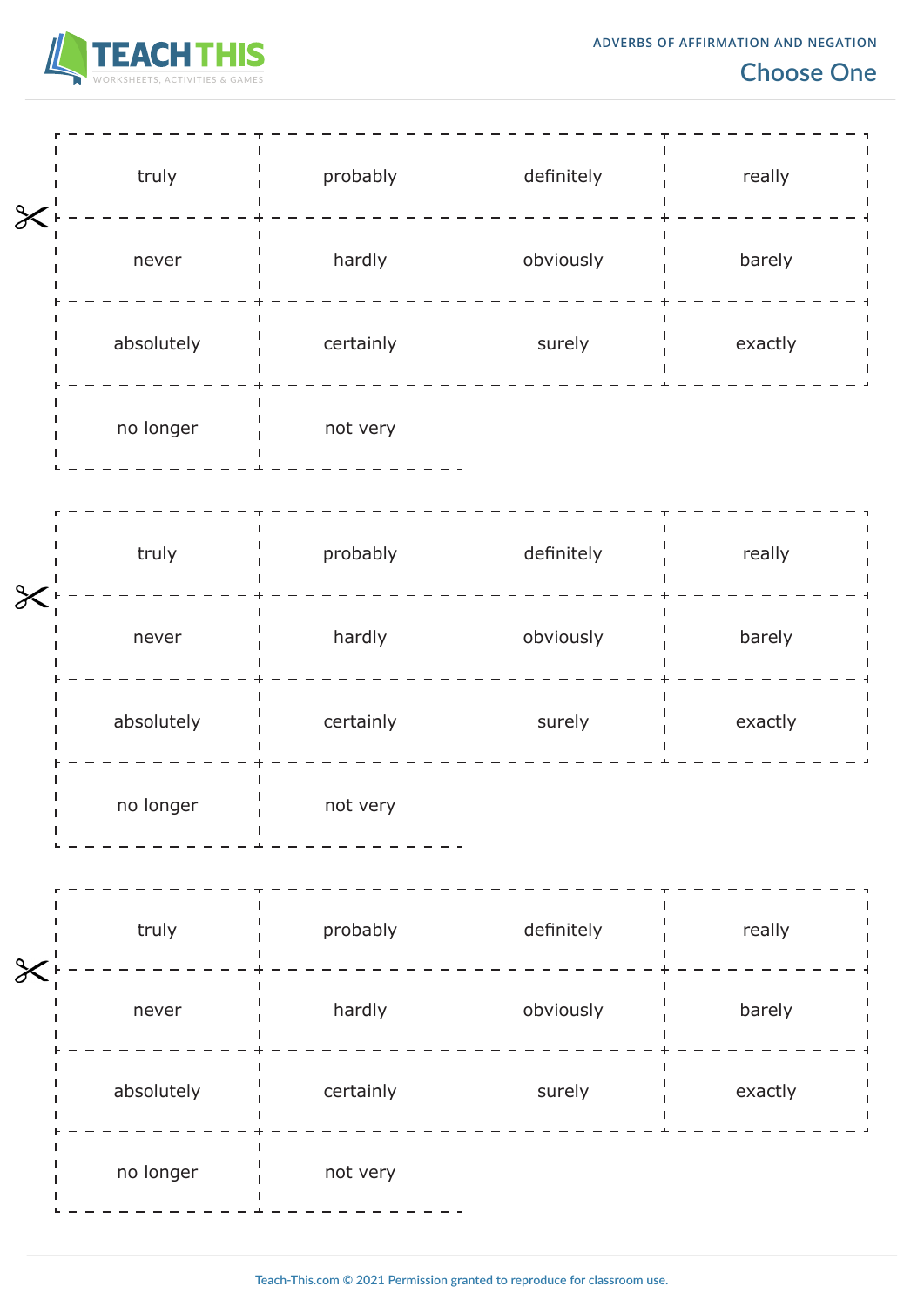# ADVERBS OF AFFIRMATION AND NEGATION

## Choose One

| | | | |
|---|---|---|---|
| truly | probably | definitely | really |
| never | hardly | obviously | barely |
| absolutely | certainly | surely | exactly |
| no longer | not very | | |

| | | | |
|---|---|---|---|
| truly | probably | definitely | really |
| never | hardly | obviously | barely |
| absolutely | certainly | surely | exactly |
| no longer | not very | | |

| | | | |
|---|---|---|---|
| truly | probably | definitely | really |
| never | hardly | obviously | barely |
| absolutely | certainly | surely | exactly |
| no longer | not very | | |